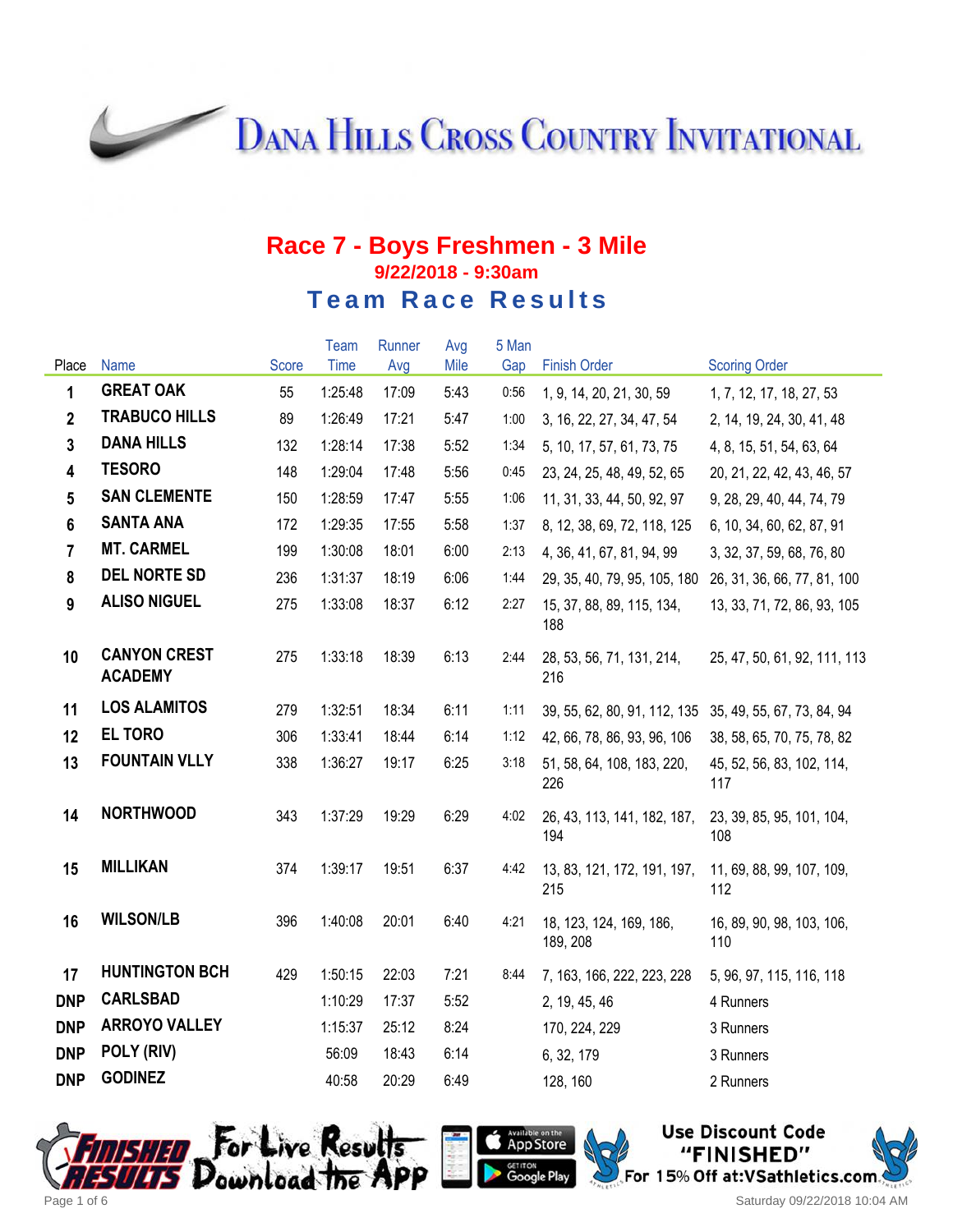# Dana Hills Cross Country Invitational

## Race 7 - Boys Freshmen - 3 Mile

**9/22/2018 - 9:30am**

### Team Race Results

| Place | Name | Score | Team Time | Runner Avg | Avg Mile | 5 Man Gap | Finish Order | Scoring Order |
|---|---|---|---|---|---|---|---|---|
| 1 | GREAT OAK | 55 | 1:25:48 | 17:09 | 5:43 | 0:56 | 1, 9, 14, 20, 21, 30, 59 | 1, 7, 12, 17, 18, 27, 53 |
| 2 | TRABUCO HILLS | 89 | 1:26:49 | 17:21 | 5:47 | 1:00 | 3, 16, 22, 27, 34, 47, 54 | 2, 14, 19, 24, 30, 41, 48 |
| 3 | DANA HILLS | 132 | 1:28:14 | 17:38 | 5:52 | 1:34 | 5, 10, 17, 57, 61, 73, 75 | 4, 8, 15, 51, 54, 63, 64 |
| 4 | TESORO | 148 | 1:29:04 | 17:48 | 5:56 | 0:45 | 23, 24, 25, 48, 49, 52, 65 | 20, 21, 22, 42, 43, 46, 57 |
| 5 | SAN CLEMENTE | 150 | 1:28:59 | 17:47 | 5:55 | 1:06 | 11, 31, 33, 44, 50, 92, 97 | 9, 28, 29, 40, 44, 74, 79 |
| 6 | SANTA ANA | 172 | 1:29:35 | 17:55 | 5:58 | 1:37 | 8, 12, 38, 69, 72, 118, 125 | 6, 10, 34, 60, 62, 87, 91 |
| 7 | MT. CARMEL | 199 | 1:30:08 | 18:01 | 6:00 | 2:13 | 4, 36, 41, 67, 81, 94, 99 | 3, 32, 37, 59, 68, 76, 80 |
| 8 | DEL NORTE SD | 236 | 1:31:37 | 18:19 | 6:06 | 1:44 | 29, 35, 40, 79, 95, 105, 180 | 26, 31, 36, 66, 77, 81, 100 |
| 9 | ALISO NIGUEL | 275 | 1:33:08 | 18:37 | 6:12 | 2:27 | 15, 37, 88, 89, 115, 134, 188 | 13, 33, 71, 72, 86, 93, 105 |
| 10 | CANYON CREST ACADEMY | 275 | 1:33:18 | 18:39 | 6:13 | 2:44 | 28, 53, 56, 71, 131, 214, 216 | 25, 47, 50, 61, 92, 111, 113 |
| 11 | LOS ALAMITOS | 279 | 1:32:51 | 18:34 | 6:11 | 1:11 | 39, 55, 62, 80, 91, 112, 135 | 35, 49, 55, 67, 73, 84, 94 |
| 12 | EL TORO | 306 | 1:33:41 | 18:44 | 6:14 | 1:12 | 42, 66, 78, 86, 93, 96, 106 | 38, 58, 65, 70, 75, 78, 82 |
| 13 | FOUNTAIN VLLY | 338 | 1:36:27 | 19:17 | 6:25 | 3:18 | 51, 58, 64, 108, 183, 220, 226 | 45, 52, 56, 83, 102, 114, 117 |
| 14 | NORTHWOOD | 343 | 1:37:29 | 19:29 | 6:29 | 4:02 | 26, 43, 113, 141, 182, 187, 194 | 23, 39, 85, 95, 101, 104, 108 |
| 15 | MILLIKAN | 374 | 1:39:17 | 19:51 | 6:37 | 4:42 | 13, 83, 121, 172, 191, 197, 215 | 11, 69, 88, 99, 107, 109, 112 |
| 16 | WILSON/LB | 396 | 1:40:08 | 20:01 | 6:40 | 4:21 | 18, 123, 124, 169, 186, 189, 208 | 16, 89, 90, 98, 103, 106, 110 |
| 17 | HUNTINGTON BCH | 429 | 1:50:15 | 22:03 | 7:21 | 8:44 | 7, 163, 166, 222, 223, 228 | 5, 96, 97, 115, 116, 118 |
| DNP | CARLSBAD | | 1:10:29 | 17:37 | 5:52 | | 2, 19, 45, 46 | 4 Runners |
| DNP | ARROYO VALLEY | | 1:15:37 | 25:12 | 8:24 | | 170, 224, 229 | 3 Runners |
| DNP | POLY (RIV) | | 56:09 | 18:43 | 6:14 | | 6, 32, 179 | 3 Runners |
| DNP | GODINEZ | | 40:58 | 20:29 | 6:49 | | 128, 160 | 2 Runners |

For Live Results Download the App

Use Discount Code "FINISHED" For 15% Off at:VSathletics.com

Saturday 09/22/2018 10:04 AM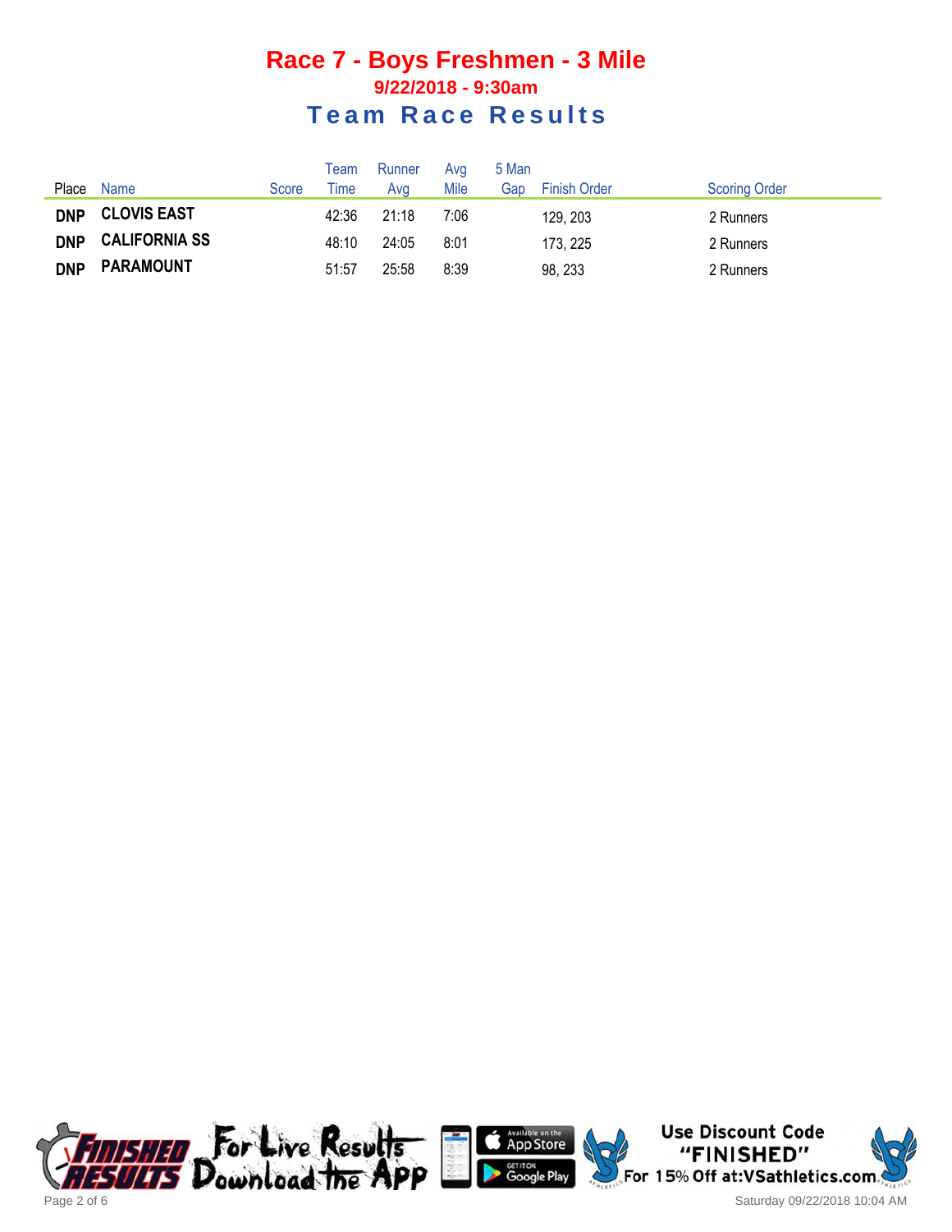# Race 7 - Boys Freshmen - 3 Mile

### 9/22/2018 - 9:30am

## Team Race Results

| Place | Name | Score | Team Time | Runner Avg | Avg Mile | 5 Man Gap | Finish Order | Scoring Order |
|---|---|---|---|---|---|---|---|---|
| **DNP** | **CLOVIS EAST** | | 42:36 | 21:18 | 7:06 | | 129, 203 | 2 Runners |
| **DNP** | **CALIFORNIA SS** | | 48:10 | 24:05 | 8:01 | | 173, 225 | 2 Runners |
| **DNP** | **PARAMOUNT** | | 51:57 | 25:58 | 8:39 | | 98, 233 | 2 Runners |

Saturday 09/22/2018 10:04 AM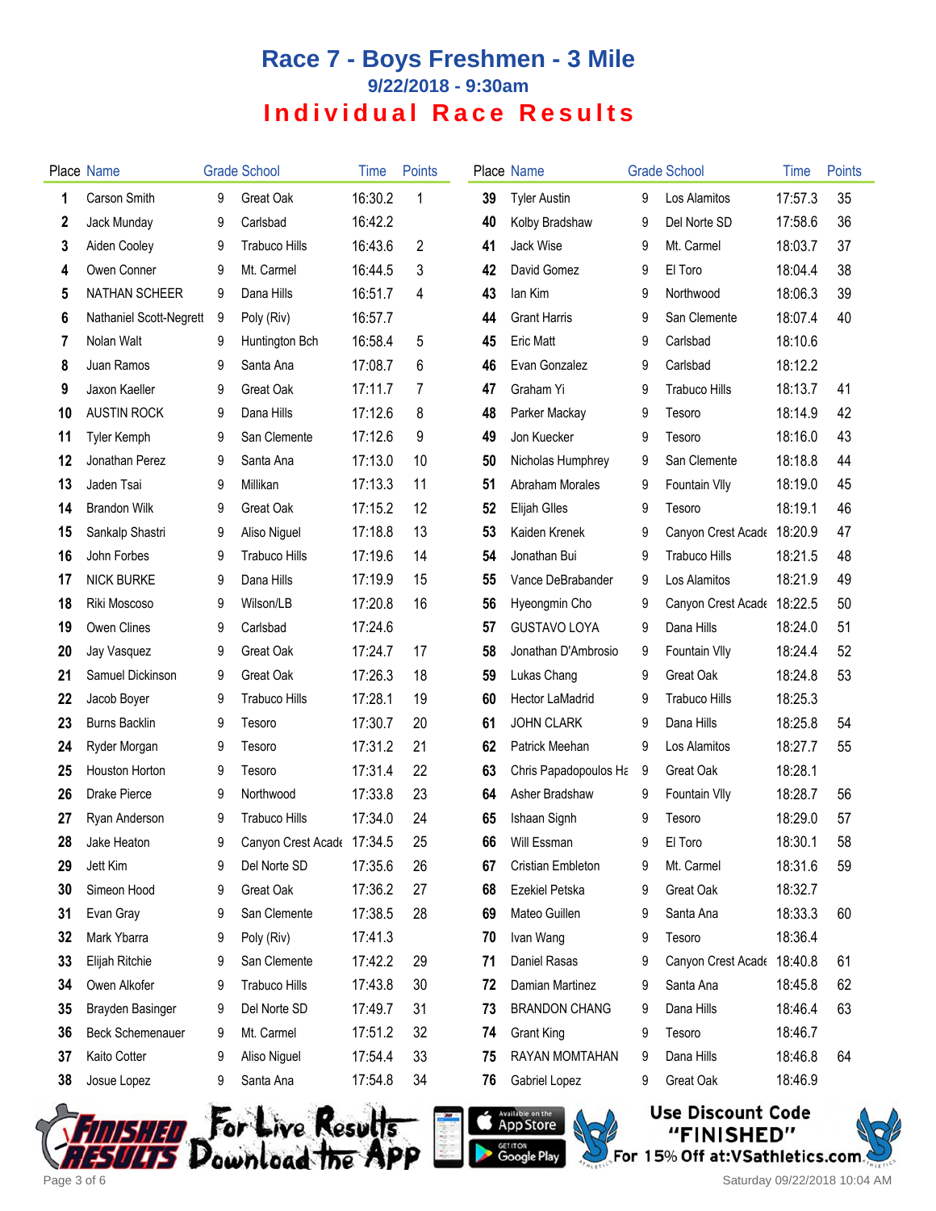# Race 7 - Boys Freshmen - 3 Mile

## 9/22/2018 - 9:30am

## Individual Race Results

| Place | Name | Grade | School | Time | Points |
|---|---|---|---|---|---|
| 1 | Carson Smith | 9 | Great Oak | 16:30.2 | 1 |
| 2 | Jack Munday | 9 | Carlsbad | 16:42.2 | |
| 3 | Aiden Cooley | 9 | Trabuco Hills | 16:43.6 | 2 |
| 4 | Owen Conner | 9 | Mt. Carmel | 16:44.5 | 3 |
| 5 | NATHAN SCHEER | 9 | Dana Hills | 16:51.7 | 4 |
| 6 | Nathaniel Scott-Negrett | 9 | Poly (Riv) | 16:57.7 | |
| 7 | Nolan Walt | 9 | Huntington Bch | 16:58.4 | 5 |
| 8 | Juan Ramos | 9 | Santa Ana | 17:08.7 | 6 |
| 9 | Jaxon Kaeller | 9 | Great Oak | 17:11.7 | 7 |
| 10 | AUSTIN ROCK | 9 | Dana Hills | 17:12.6 | 8 |
| 11 | Tyler Kemph | 9 | San Clemente | 17:12.6 | 9 |
| 12 | Jonathan Perez | 9 | Santa Ana | 17:13.0 | 10 |
| 13 | Jaden Tsai | 9 | Millikan | 17:13.3 | 11 |
| 14 | Brandon Wilk | 9 | Great Oak | 17:15.2 | 12 |
| 15 | Sankalp Shastri | 9 | Aliso Niguel | 17:18.8 | 13 |
| 16 | John Forbes | 9 | Trabuco Hills | 17:19.6 | 14 |
| 17 | NICK BURKE | 9 | Dana Hills | 17:19.9 | 15 |
| 18 | Riki Moscoso | 9 | Wilson/LB | 17:20.8 | 16 |
| 19 | Owen Clines | 9 | Carlsbad | 17:24.6 | |
| 20 | Jay Vasquez | 9 | Great Oak | 17:24.7 | 17 |
| 21 | Samuel Dickinson | 9 | Great Oak | 17:26.3 | 18 |
| 22 | Jacob Boyer | 9 | Trabuco Hills | 17:28.1 | 19 |
| 23 | Burns Backlin | 9 | Tesoro | 17:30.7 | 20 |
| 24 | Ryder Morgan | 9 | Tesoro | 17:31.2 | 21 |
| 25 | Houston Horton | 9 | Tesoro | 17:31.4 | 22 |
| 26 | Drake Pierce | 9 | Northwood | 17:33.8 | 23 |
| 27 | Ryan Anderson | 9 | Trabuco Hills | 17:34.0 | 24 |
| 28 | Jake Heaton | 9 | Canyon Crest Acade | 17:34.5 | 25 |
| 29 | Jett Kim | 9 | Del Norte SD | 17:35.6 | 26 |
| 30 | Simeon Hood | 9 | Great Oak | 17:36.2 | 27 |
| 31 | Evan Gray | 9 | San Clemente | 17:38.5 | 28 |
| 32 | Mark Ybarra | 9 | Poly (Riv) | 17:41.3 | |
| 33 | Elijah Ritchie | 9 | San Clemente | 17:42.2 | 29 |
| 34 | Owen Alkofer | 9 | Trabuco Hills | 17:43.8 | 30 |
| 35 | Brayden Basinger | 9 | Del Norte SD | 17:49.7 | 31 |
| 36 | Beck Schemenauer | 9 | Mt. Carmel | 17:51.2 | 32 |
| 37 | Kaito Cotter | 9 | Aliso Niguel | 17:54.4 | 33 |
| 38 | Josue Lopez | 9 | Santa Ana | 17:54.8 | 34 |
| 39 | Tyler Austin | 9 | Los Alamitos | 17:57.3 | 35 |
| 40 | Kolby Bradshaw | 9 | Del Norte SD | 17:58.6 | 36 |
| 41 | Jack Wise | 9 | Mt. Carmel | 18:03.7 | 37 |
| 42 | David Gomez | 9 | El Toro | 18:04.4 | 38 |
| 43 | Ian Kim | 9 | Northwood | 18:06.3 | 39 |
| 44 | Grant Harris | 9 | San Clemente | 18:07.4 | 40 |
| 45 | Eric Matt | 9 | Carlsbad | 18:10.6 | |
| 46 | Evan Gonzalez | 9 | Carlsbad | 18:12.2 | |
| 47 | Graham Yi | 9 | Trabuco Hills | 18:13.7 | 41 |
| 48 | Parker Mackay | 9 | Tesoro | 18:14.9 | 42 |
| 49 | Jon Kuecker | 9 | Tesoro | 18:16.0 | 43 |
| 50 | Nicholas Humphrey | 9 | San Clemente | 18:18.8 | 44 |
| 51 | Abraham Morales | 9 | Fountain Vlly | 18:19.0 | 45 |
| 52 | Elijah GIles | 9 | Tesoro | 18:19.1 | 46 |
| 53 | Kaiden Krenek | 9 | Canyon Crest Acade | 18:20.9 | 47 |
| 54 | Jonathan Bui | 9 | Trabuco Hills | 18:21.5 | 48 |
| 55 | Vance DeBrabander | 9 | Los Alamitos | 18:21.9 | 49 |
| 56 | Hyeongmin Cho | 9 | Canyon Crest Acade | 18:22.5 | 50 |
| 57 | GUSTAVO LOYA | 9 | Dana Hills | 18:24.0 | 51 |
| 58 | Jonathan D'Ambrosio | 9 | Fountain Vlly | 18:24.4 | 52 |
| 59 | Lukas Chang | 9 | Great Oak | 18:24.8 | 53 |
| 60 | Hector LaMadrid | 9 | Trabuco Hills | 18:25.3 | |
| 61 | JOHN CLARK | 9 | Dana Hills | 18:25.8 | 54 |
| 62 | Patrick Meehan | 9 | Los Alamitos | 18:27.7 | 55 |
| 63 | Chris Papadopoulos Ha | 9 | Great Oak | 18:28.1 | |
| 64 | Asher Bradshaw | 9 | Fountain Vlly | 18:28.7 | 56 |
| 65 | Ishaan Signh | 9 | Tesoro | 18:29.0 | 57 |
| 66 | Will Essman | 9 | El Toro | 18:30.1 | 58 |
| 67 | Cristian Embleton | 9 | Mt. Carmel | 18:31.6 | 59 |
| 68 | Ezekiel Petska | 9 | Great Oak | 18:32.7 | |
| 69 | Mateo Guillen | 9 | Santa Ana | 18:33.3 | 60 |
| 70 | Ivan Wang | 9 | Tesoro | 18:36.4 | |
| 71 | Daniel Rasas | 9 | Canyon Crest Acade | 18:40.8 | 61 |
| 72 | Damian Martinez | 9 | Santa Ana | 18:45.8 | 62 |
| 73 | BRANDON CHANG | 9 | Dana Hills | 18:46.4 | 63 |
| 74 | Grant King | 9 | Tesoro | 18:46.7 | |
| 75 | RAYAN MOMTAHAN | 9 | Dana Hills | 18:46.8 | 64 |
| 76 | Gabriel Lopez | 9 | Great Oak | 18:46.9 | |

For Live Results Download the App

Use Discount Code "FINISHED" For 15% Off at:VSathletics.com

Saturday 09/22/2018 10:04 AM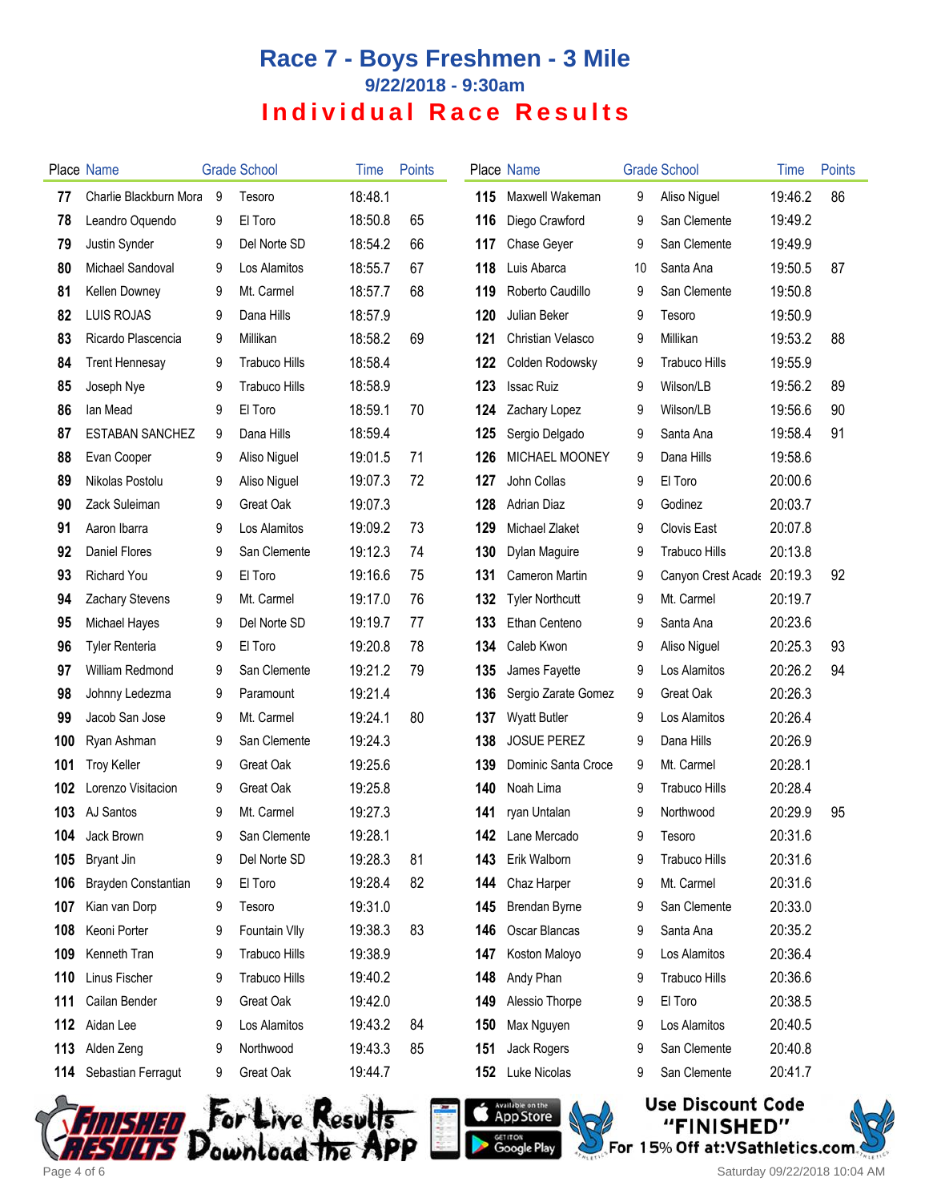# Race 7 - Boys Freshmen - 3 Mile

### 9/22/2018 - 9:30am

## Individual Race Results

| Place | Name | Grade | School | Time | Points |
|---|---|---|---|---|---|
| 77 | Charlie Blackburn Mora | 9 | Tesoro | 18:48.1 | |
| 78 | Leandro Oquendo | 9 | El Toro | 18:50.8 | 65 |
| 79 | Justin Synder | 9 | Del Norte SD | 18:54.2 | 66 |
| 80 | Michael Sandoval | 9 | Los Alamitos | 18:55.7 | 67 |
| 81 | Kellen Downey | 9 | Mt. Carmel | 18:57.7 | 68 |
| 82 | LUIS ROJAS | 9 | Dana Hills | 18:57.9 | |
| 83 | Ricardo Plascencia | 9 | Millikan | 18:58.2 | 69 |
| 84 | Trent Hennesay | 9 | Trabuco Hills | 18:58.4 | |
| 85 | Joseph Nye | 9 | Trabuco Hills | 18:58.9 | |
| 86 | Ian Mead | 9 | El Toro | 18:59.1 | 70 |
| 87 | ESTABAN SANCHEZ | 9 | Dana Hills | 18:59.4 | |
| 88 | Evan Cooper | 9 | Aliso Niguel | 19:01.5 | 71 |
| 89 | Nikolas Postolu | 9 | Aliso Niguel | 19:07.3 | 72 |
| 90 | Zack Suleiman | 9 | Great Oak | 19:07.3 | |
| 91 | Aaron Ibarra | 9 | Los Alamitos | 19:09.2 | 73 |
| 92 | Daniel Flores | 9 | San Clemente | 19:12.3 | 74 |
| 93 | Richard You | 9 | El Toro | 19:16.6 | 75 |
| 94 | Zachary Stevens | 9 | Mt. Carmel | 19:17.0 | 76 |
| 95 | Michael Hayes | 9 | Del Norte SD | 19:19.7 | 77 |
| 96 | Tyler Renteria | 9 | El Toro | 19:20.8 | 78 |
| 97 | William Redmond | 9 | San Clemente | 19:21.2 | 79 |
| 98 | Johnny Ledezma | 9 | Paramount | 19:21.4 | |
| 99 | Jacob San Jose | 9 | Mt. Carmel | 19:24.1 | 80 |
| 100 | Ryan Ashman | 9 | San Clemente | 19:24.3 | |
| 101 | Troy Keller | 9 | Great Oak | 19:25.6 | |
| 102 | Lorenzo Visitacion | 9 | Great Oak | 19:25.8 | |
| 103 | AJ Santos | 9 | Mt. Carmel | 19:27.3 | |
| 104 | Jack Brown | 9 | San Clemente | 19:28.1 | |
| 105 | Bryant Jin | 9 | Del Norte SD | 19:28.3 | 81 |
| 106 | Brayden Constantian | 9 | El Toro | 19:28.4 | 82 |
| 107 | Kian van Dorp | 9 | Tesoro | 19:31.0 | |
| 108 | Keoni Porter | 9 | Fountain Vlly | 19:38.3 | 83 |
| 109 | Kenneth Tran | 9 | Trabuco Hills | 19:38.9 | |
| 110 | Linus Fischer | 9 | Trabuco Hills | 19:40.2 | |
| 111 | Cailan Bender | 9 | Great Oak | 19:42.0 | |
| 112 | Aidan Lee | 9 | Los Alamitos | 19:43.2 | 84 |
| 113 | Alden Zeng | 9 | Northwood | 19:43.3 | 85 |
| 114 | Sebastian Ferragut | 9 | Great Oak | 19:44.7 | |
| 115 | Maxwell Wakeman | 9 | Aliso Niguel | 19:46.2 | 86 |
| 116 | Diego Crawford | 9 | San Clemente | 19:49.2 | |
| 117 | Chase Geyer | 9 | San Clemente | 19:49.9 | |
| 118 | Luis Abarca | 10 | Santa Ana | 19:50.5 | 87 |
| 119 | Roberto Caudillo | 9 | San Clemente | 19:50.8 | |
| 120 | Julian Beker | 9 | Tesoro | 19:50.9 | |
| 121 | Christian Velasco | 9 | Millikan | 19:53.2 | 88 |
| 122 | Colden Rodowsky | 9 | Trabuco Hills | 19:55.9 | |
| 123 | Issac Ruiz | 9 | Wilson/LB | 19:56.2 | 89 |
| 124 | Zachary Lopez | 9 | Wilson/LB | 19:56.6 | 90 |
| 125 | Sergio Delgado | 9 | Santa Ana | 19:58.4 | 91 |
| 126 | MICHAEL MOONEY | 9 | Dana Hills | 19:58.6 | |
| 127 | John Collas | 9 | El Toro | 20:00.6 | |
| 128 | Adrian Diaz | 9 | Godinez | 20:03.7 | |
| 129 | Michael Zlaket | 9 | Clovis East | 20:07.8 | |
| 130 | Dylan Maguire | 9 | Trabuco Hills | 20:13.8 | |
| 131 | Cameron Martin | 9 | Canyon Crest Acade | 20:19.3 | 92 |
| 132 | Tyler Northcutt | 9 | Mt. Carmel | 20:19.7 | |
| 133 | Ethan Centeno | 9 | Santa Ana | 20:23.6 | |
| 134 | Caleb Kwon | 9 | Aliso Niguel | 20:25.3 | 93 |
| 135 | James Fayette | 9 | Los Alamitos | 20:26.2 | 94 |
| 136 | Sergio Zarate Gomez | 9 | Great Oak | 20:26.3 | |
| 137 | Wyatt Butler | 9 | Los Alamitos | 20:26.4 | |
| 138 | JOSUE PEREZ | 9 | Dana Hills | 20:26.9 | |
| 139 | Dominic Santa Croce | 9 | Mt. Carmel | 20:28.1 | |
| 140 | Noah Lima | 9 | Trabuco Hills | 20:28.4 | |
| 141 | ryan Untalan | 9 | Northwood | 20:29.9 | 95 |
| 142 | Lane Mercado | 9 | Tesoro | 20:31.6 | |
| 143 | Erik Walborn | 9 | Trabuco Hills | 20:31.6 | |
| 144 | Chaz Harper | 9 | Mt. Carmel | 20:31.6 | |
| 145 | Brendan Byrne | 9 | San Clemente | 20:33.0 | |
| 146 | Oscar Blancas | 9 | Santa Ana | 20:35.2 | |
| 147 | Koston Maloyo | 9 | Los Alamitos | 20:36.4 | |
| 148 | Andy Phan | 9 | Trabuco Hills | 20:36.6 | |
| 149 | Alessio Thorpe | 9 | El Toro | 20:38.5 | |
| 150 | Max Nguyen | 9 | Los Alamitos | 20:40.5 | |
| 151 | Jack Rogers | 9 | San Clemente | 20:40.8 | |
| 152 | Luke Nicolas | 9 | San Clemente | 20:41.7 | |

Finished Results — For Live Results Download the App — Available on the App Store / Get it on Google Play

Use Discount Code "FINISHED" For 15% Off at:VSathletics.com

Saturday 09/22/2018 10:04 AM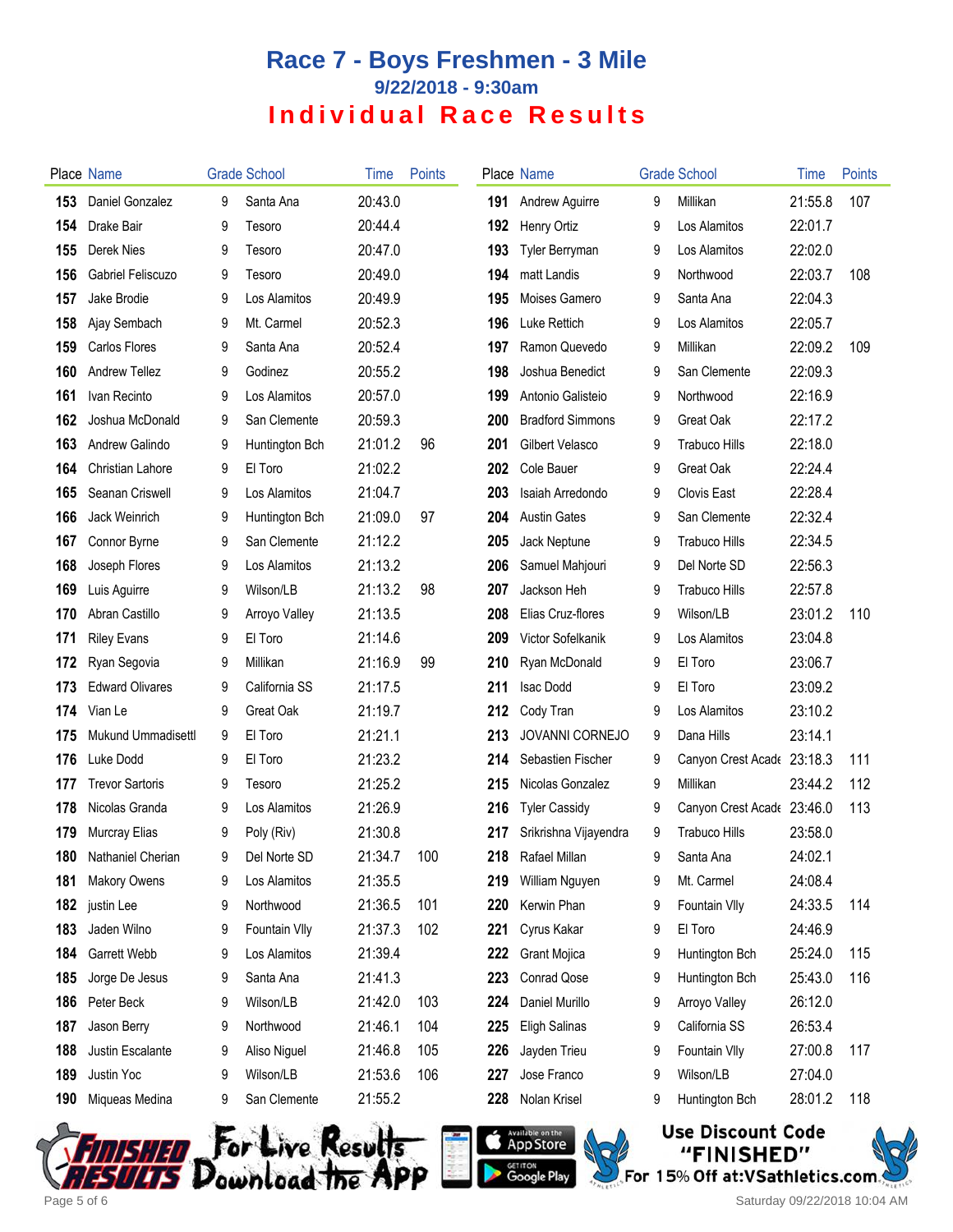# Race 7 - Boys Freshmen - 3 Mile

**9/22/2018 - 9:30am**

## Individual Race Results

| Place | Name | Grade | School | Time | Points |
|---|---|---|---|---|---|
| 153 | Daniel Gonzalez | 9 | Santa Ana | 20:43.0 | |
| 154 | Drake Bair | 9 | Tesoro | 20:44.4 | |
| 155 | Derek Nies | 9 | Tesoro | 20:47.0 | |
| 156 | Gabriel Feliscuzo | 9 | Tesoro | 20:49.0 | |
| 157 | Jake Brodie | 9 | Los Alamitos | 20:49.9 | |
| 158 | Ajay Sembach | 9 | Mt. Carmel | 20:52.3 | |
| 159 | Carlos Flores | 9 | Santa Ana | 20:52.4 | |
| 160 | Andrew Tellez | 9 | Godinez | 20:55.2 | |
| 161 | Ivan Recinto | 9 | Los Alamitos | 20:57.0 | |
| 162 | Joshua McDonald | 9 | San Clemente | 20:59.3 | |
| 163 | Andrew Galindo | 9 | Huntington Bch | 21:01.2 | 96 |
| 164 | Christian Lahore | 9 | El Toro | 21:02.2 | |
| 165 | Seanan Criswell | 9 | Los Alamitos | 21:04.7 | |
| 166 | Jack Weinrich | 9 | Huntington Bch | 21:09.0 | 97 |
| 167 | Connor Byrne | 9 | San Clemente | 21:12.2 | |
| 168 | Joseph Flores | 9 | Los Alamitos | 21:13.2 | |
| 169 | Luis Aguirre | 9 | Wilson/LB | 21:13.2 | 98 |
| 170 | Abran Castillo | 9 | Arroyo Valley | 21:13.5 | |
| 171 | Riley Evans | 9 | El Toro | 21:14.6 | |
| 172 | Ryan Segovia | 9 | Millikan | 21:16.9 | 99 |
| 173 | Edward Olivares | 9 | California SS | 21:17.5 | |
| 174 | Vian Le | 9 | Great Oak | 21:19.7 | |
| 175 | Mukund Ummadisettl | 9 | El Toro | 21:21.1 | |
| 176 | Luke Dodd | 9 | El Toro | 21:23.2 | |
| 177 | Trevor Sartoris | 9 | Tesoro | 21:25.2 | |
| 178 | Nicolas Granda | 9 | Los Alamitos | 21:26.9 | |
| 179 | Murcray Elias | 9 | Poly (Riv) | 21:30.8 | |
| 180 | Nathaniel Cherian | 9 | Del Norte SD | 21:34.7 | 100 |
| 181 | Makory Owens | 9 | Los Alamitos | 21:35.5 | |
| 182 | justin Lee | 9 | Northwood | 21:36.5 | 101 |
| 183 | Jaden Wilno | 9 | Fountain Vlly | 21:37.3 | 102 |
| 184 | Garrett Webb | 9 | Los Alamitos | 21:39.4 | |
| 185 | Jorge De Jesus | 9 | Santa Ana | 21:41.3 | |
| 186 | Peter Beck | 9 | Wilson/LB | 21:42.0 | 103 |
| 187 | Jason Berry | 9 | Northwood | 21:46.1 | 104 |
| 188 | Justin Escalante | 9 | Aliso Niguel | 21:46.8 | 105 |
| 189 | Justin Yoc | 9 | Wilson/LB | 21:53.6 | 106 |
| 190 | Miqueas Medina | 9 | San Clemente | 21:55.2 | |
| 191 | Andrew Aguirre | 9 | Millikan | 21:55.8 | 107 |
| 192 | Henry Ortiz | 9 | Los Alamitos | 22:01.7 | |
| 193 | Tyler Berryman | 9 | Los Alamitos | 22:02.0 | |
| 194 | matt Landis | 9 | Northwood | 22:03.7 | 108 |
| 195 | Moises Gamero | 9 | Santa Ana | 22:04.3 | |
| 196 | Luke Rettich | 9 | Los Alamitos | 22:05.7 | |
| 197 | Ramon Quevedo | 9 | Millikan | 22:09.2 | 109 |
| 198 | Joshua Benedict | 9 | San Clemente | 22:09.3 | |
| 199 | Antonio Galisteio | 9 | Northwood | 22:16.9 | |
| 200 | Bradford Simmons | 9 | Great Oak | 22:17.2 | |
| 201 | Gilbert Velasco | 9 | Trabuco Hills | 22:18.0 | |
| 202 | Cole Bauer | 9 | Great Oak | 22:24.4 | |
| 203 | Isaiah Arredondo | 9 | Clovis East | 22:28.4 | |
| 204 | Austin Gates | 9 | San Clemente | 22:32.4 | |
| 205 | Jack Neptune | 9 | Trabuco Hills | 22:34.5 | |
| 206 | Samuel Mahjouri | 9 | Del Norte SD | 22:56.3 | |
| 207 | Jackson Heh | 9 | Trabuco Hills | 22:57.8 | |
| 208 | Elias Cruz-flores | 9 | Wilson/LB | 23:01.2 | 110 |
| 209 | Victor Sofelkanik | 9 | Los Alamitos | 23:04.8 | |
| 210 | Ryan McDonald | 9 | El Toro | 23:06.7 | |
| 211 | Isac Dodd | 9 | El Toro | 23:09.2 | |
| 212 | Cody Tran | 9 | Los Alamitos | 23:10.2 | |
| 213 | JOVANNI CORNEJO | 9 | Dana Hills | 23:14.1 | |
| 214 | Sebastien Fischer | 9 | Canyon Crest Acade | 23:18.3 | 111 |
| 215 | Nicolas Gonzalez | 9 | Millikan | 23:44.2 | 112 |
| 216 | Tyler Cassidy | 9 | Canyon Crest Acade | 23:46.0 | 113 |
| 217 | Srikrishna Vijayendra | 9 | Trabuco Hills | 23:58.0 | |
| 218 | Rafael Millan | 9 | Santa Ana | 24:02.1 | |
| 219 | William Nguyen | 9 | Mt. Carmel | 24:08.4 | |
| 220 | Kerwin Phan | 9 | Fountain Vlly | 24:33.5 | 114 |
| 221 | Cyrus Kakar | 9 | El Toro | 24:46.9 | |
| 222 | Grant Mojica | 9 | Huntington Bch | 25:24.0 | 115 |
| 223 | Conrad Qose | 9 | Huntington Bch | 25:43.0 | 116 |
| 224 | Daniel Murillo | 9 | Arroyo Valley | 26:12.0 | |
| 225 | Eligh Salinas | 9 | California SS | 26:53.4 | |
| 226 | Jayden Trieu | 9 | Fountain Vlly | 27:00.8 | 117 |
| 227 | Jose Franco | 9 | Wilson/LB | 27:04.0 | |
| 228 | Nolan Krisel | 9 | Huntington Bch | 28:01.2 | 118 |

For Live Results Download the APP

Use Discount Code "FINISHED" For 15% Off at:VSathletics.com

Saturday 09/22/2018 10:04 AM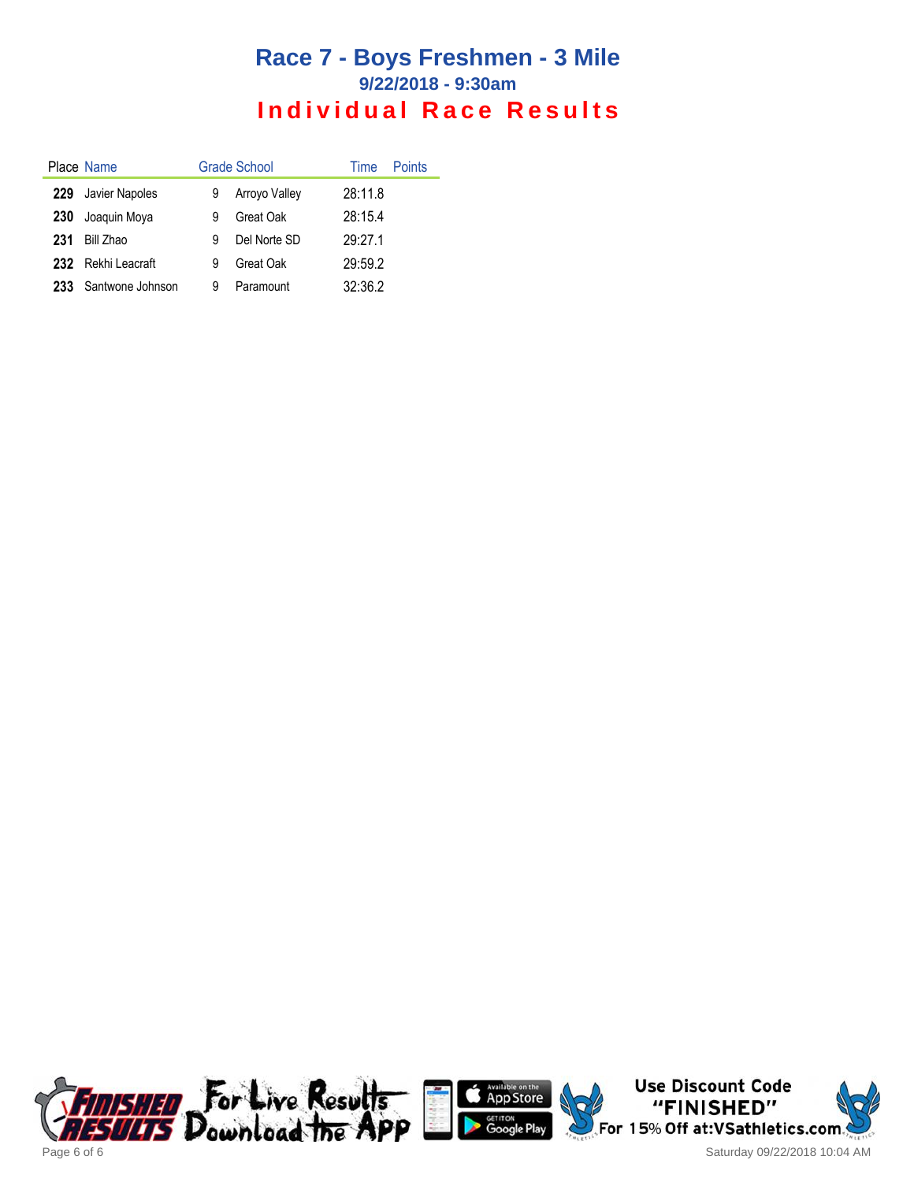# Race 7 - Boys Freshmen - 3 Mile

## 9/22/2018 - 9:30am

## Individual Race Results

| Place | Name | Grade | School | Time | Points |
|---|---|---|---|---|---|
| **229** | Javier Napoles | 9 | Arroyo Valley | 28:11.8 | |
| **230** | Joaquin Moya | 9 | Great Oak | 28:15.4 | |
| **231** | Bill Zhao | 9 | Del Norte SD | 29:27.1 | |
| **232** | Rekhi Leacraft | 9 | Great Oak | 29:59.2 | |
| **233** | Santwone Johnson | 9 | Paramount | 32:36.2 | |

Finished Results For Live Results Download the APP

Use Discount Code "FINISHED" For 15% Off at:VSathletics.com

Saturday 09/22/2018 10:04 AM